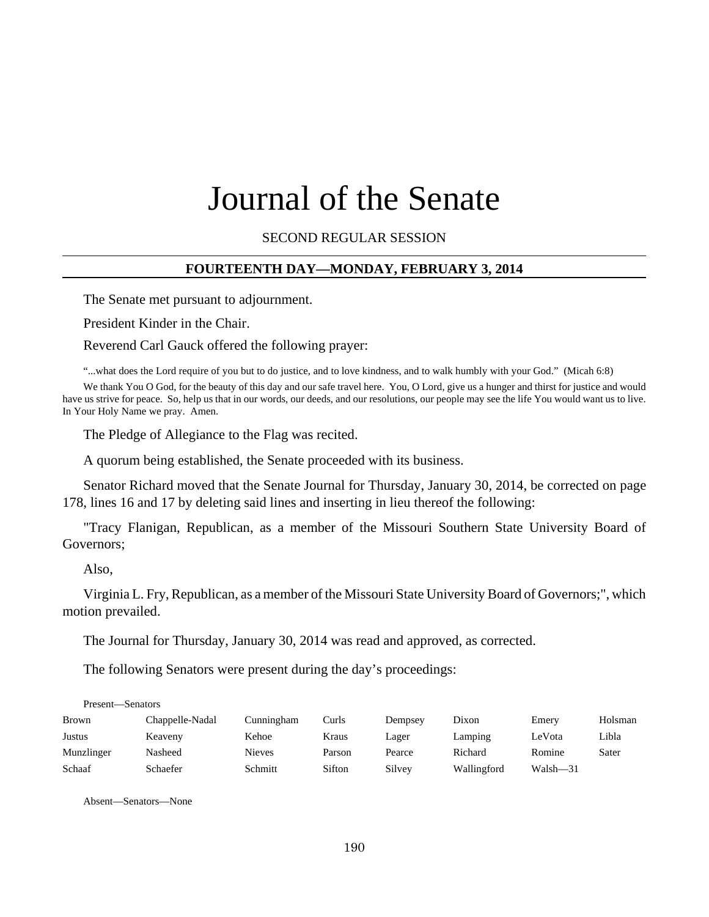# Journal of the Senate

SECOND REGULAR SESSION

## FOURTEENTH DAY—MONDAY, FEBRUARY 3, 2014

The Senate met pursuant to adjournment.

President Kinder in the Chair.

Reverend Carl Gauck offered the following prayer:

"...what does the Lord require of you but to do justice, and to love kindness, and to walk humbly with your God." (Micah 6:8)

We thank You O God, for the beauty of this day and our safe travel here. You, O Lord, give us a hunger and thirst for justice and would have us strive for peace. So, help us that in our words, our deeds, and our resolutions, our people may see the life You would want us to live. In Your Holy Name we pray. Amen.

The Pledge of Allegiance to the Flag was recited.

A quorum being established, the Senate proceeded with its business.

Senator Richard moved that the Senate Journal for Thursday, January 30, 2014, be corrected on page 178, lines 16 and 17 by deleting said lines and inserting in lieu thereof the following:

"Tracy Flanigan, Republican, as a member of the Missouri Southern State University Board of Governors;

Also,

Virginia L. Fry, Republican, as a member of the Missouri State University Board of Governors;", which motion prevailed.

The Journal for Thursday, January 30, 2014 was read and approved, as corrected.

The following Senators were present during the day's proceedings:

Present—Senators

| | | | | | | | |
|---|---|---|---|---|---|---|---|
| Brown | Chappelle-Nadal | Cunningham | Curls | Dempsey | Dixon | Emery | Holsman |
| Justus | Keaveny | Kehoe | Kraus | Lager | Lamping | LeVota | Libla |
| Munzlinger | Nasheed | Nieves | Parson | Pearce | Richard | Romine | Sater |
| Schaaf | Schaefer | Schmitt | Sifton | Silvey | Wallingford | Walsh—31 | |

Absent—Senators—None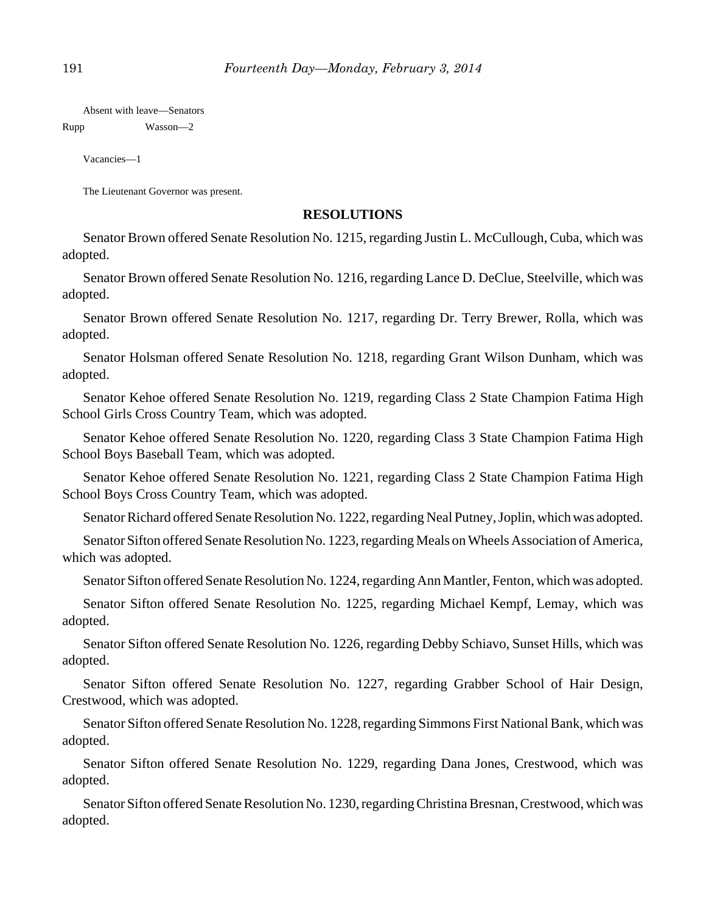Absent with leave—Senators

| | |
|---|---|
| Rupp | Wasson—2 |

Vacancies—1

The Lieutenant Governor was present.

## RESOLUTIONS

Senator Brown offered Senate Resolution No. 1215, regarding Justin L. McCullough, Cuba, which was adopted.

Senator Brown offered Senate Resolution No. 1216, regarding Lance D. DeClue, Steelville, which was adopted.

Senator Brown offered Senate Resolution No. 1217, regarding Dr. Terry Brewer, Rolla, which was adopted.

Senator Holsman offered Senate Resolution No. 1218, regarding Grant Wilson Dunham, which was adopted.

Senator Kehoe offered Senate Resolution No. 1219, regarding Class 2 State Champion Fatima High School Girls Cross Country Team, which was adopted.

Senator Kehoe offered Senate Resolution No. 1220, regarding Class 3 State Champion Fatima High School Boys Baseball Team, which was adopted.

Senator Kehoe offered Senate Resolution No. 1221, regarding Class 2 State Champion Fatima High School Boys Cross Country Team, which was adopted.

Senator Richard offered Senate Resolution No. 1222, regarding Neal Putney, Joplin, which was adopted.

Senator Sifton offered Senate Resolution No. 1223, regarding Meals on Wheels Association of America, which was adopted.

Senator Sifton offered Senate Resolution No. 1224, regarding Ann Mantler, Fenton, which was adopted.

Senator Sifton offered Senate Resolution No. 1225, regarding Michael Kempf, Lemay, which was adopted.

Senator Sifton offered Senate Resolution No. 1226, regarding Debby Schiavo, Sunset Hills, which was adopted.

Senator Sifton offered Senate Resolution No. 1227, regarding Grabber School of Hair Design, Crestwood, which was adopted.

Senator Sifton offered Senate Resolution No. 1228, regarding Simmons First National Bank, which was adopted.

Senator Sifton offered Senate Resolution No. 1229, regarding Dana Jones, Crestwood, which was adopted.

Senator Sifton offered Senate Resolution No. 1230, regarding Christina Bresnan, Crestwood, which was adopted.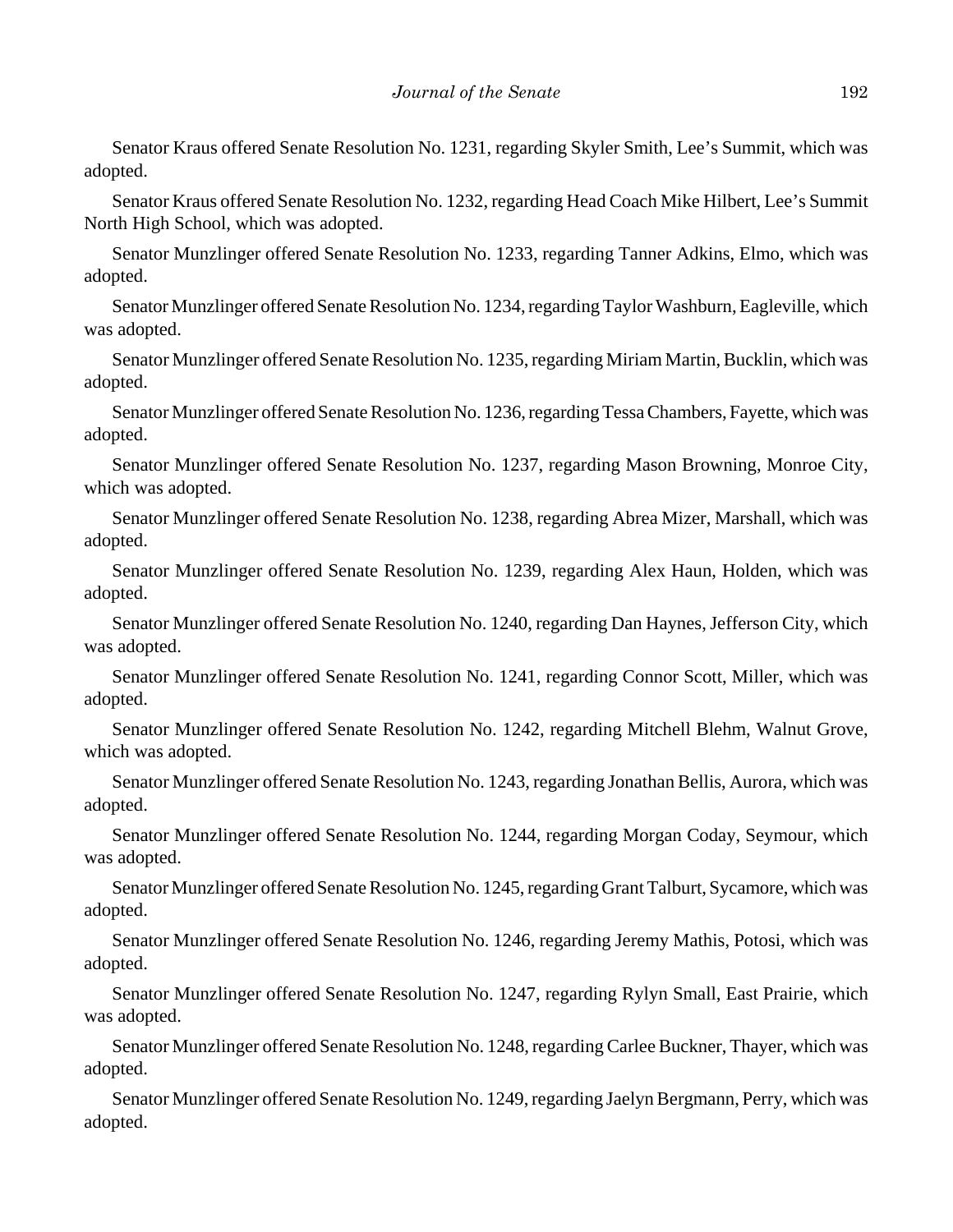Senator Kraus offered Senate Resolution No. 1231, regarding Skyler Smith, Lee's Summit, which was adopted.

Senator Kraus offered Senate Resolution No. 1232, regarding Head Coach Mike Hilbert, Lee's Summit North High School, which was adopted.

Senator Munzlinger offered Senate Resolution No. 1233, regarding Tanner Adkins, Elmo, which was adopted.

Senator Munzlinger offered Senate Resolution No. 1234, regarding Taylor Washburn, Eagleville, which was adopted.

Senator Munzlinger offered Senate Resolution No. 1235, regarding Miriam Martin, Bucklin, which was adopted.

Senator Munzlinger offered Senate Resolution No. 1236, regarding Tessa Chambers, Fayette, which was adopted.

Senator Munzlinger offered Senate Resolution No. 1237, regarding Mason Browning, Monroe City, which was adopted.

Senator Munzlinger offered Senate Resolution No. 1238, regarding Abrea Mizer, Marshall, which was adopted.

Senator Munzlinger offered Senate Resolution No. 1239, regarding Alex Haun, Holden, which was adopted.

Senator Munzlinger offered Senate Resolution No. 1240, regarding Dan Haynes, Jefferson City, which was adopted.

Senator Munzlinger offered Senate Resolution No. 1241, regarding Connor Scott, Miller, which was adopted.

Senator Munzlinger offered Senate Resolution No. 1242, regarding Mitchell Blehm, Walnut Grove, which was adopted.

Senator Munzlinger offered Senate Resolution No. 1243, regarding Jonathan Bellis, Aurora, which was adopted.

Senator Munzlinger offered Senate Resolution No. 1244, regarding Morgan Coday, Seymour, which was adopted.

Senator Munzlinger offered Senate Resolution No. 1245, regarding Grant Talburt, Sycamore, which was adopted.

Senator Munzlinger offered Senate Resolution No. 1246, regarding Jeremy Mathis, Potosi, which was adopted.

Senator Munzlinger offered Senate Resolution No. 1247, regarding Rylyn Small, East Prairie, which was adopted.

Senator Munzlinger offered Senate Resolution No. 1248, regarding Carlee Buckner, Thayer, which was adopted.

Senator Munzlinger offered Senate Resolution No. 1249, regarding Jaelyn Bergmann, Perry, which was adopted.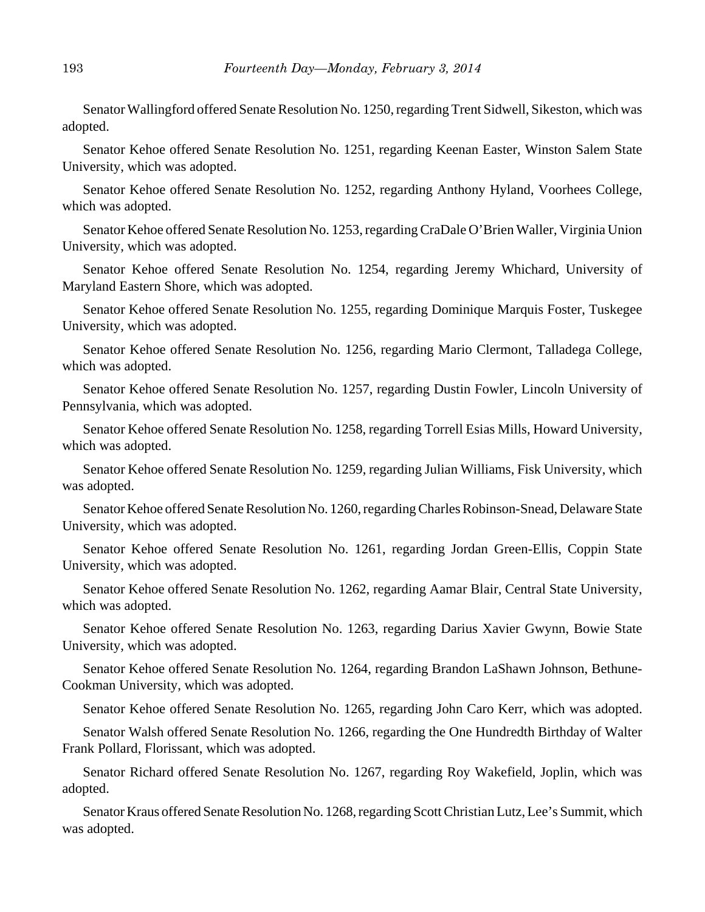Senator Wallingford offered Senate Resolution No. 1250, regarding Trent Sidwell, Sikeston, which was adopted.

Senator Kehoe offered Senate Resolution No. 1251, regarding Keenan Easter, Winston Salem State University, which was adopted.

Senator Kehoe offered Senate Resolution No. 1252, regarding Anthony Hyland, Voorhees College, which was adopted.

Senator Kehoe offered Senate Resolution No. 1253, regarding CraDale O'Brien Waller, Virginia Union University, which was adopted.

Senator Kehoe offered Senate Resolution No. 1254, regarding Jeremy Whichard, University of Maryland Eastern Shore, which was adopted.

Senator Kehoe offered Senate Resolution No. 1255, regarding Dominique Marquis Foster, Tuskegee University, which was adopted.

Senator Kehoe offered Senate Resolution No. 1256, regarding Mario Clermont, Talladega College, which was adopted.

Senator Kehoe offered Senate Resolution No. 1257, regarding Dustin Fowler, Lincoln University of Pennsylvania, which was adopted.

Senator Kehoe offered Senate Resolution No. 1258, regarding Torrell Esias Mills, Howard University, which was adopted.

Senator Kehoe offered Senate Resolution No. 1259, regarding Julian Williams, Fisk University, which was adopted.

Senator Kehoe offered Senate Resolution No. 1260, regarding Charles Robinson-Snead, Delaware State University, which was adopted.

Senator Kehoe offered Senate Resolution No. 1261, regarding Jordan Green-Ellis, Coppin State University, which was adopted.

Senator Kehoe offered Senate Resolution No. 1262, regarding Aamar Blair, Central State University, which was adopted.

Senator Kehoe offered Senate Resolution No. 1263, regarding Darius Xavier Gwynn, Bowie State University, which was adopted.

Senator Kehoe offered Senate Resolution No. 1264, regarding Brandon LaShawn Johnson, Bethune-Cookman University, which was adopted.

Senator Kehoe offered Senate Resolution No. 1265, regarding John Caro Kerr, which was adopted.

Senator Walsh offered Senate Resolution No. 1266, regarding the One Hundredth Birthday of Walter Frank Pollard, Florissant, which was adopted.

Senator Richard offered Senate Resolution No. 1267, regarding Roy Wakefield, Joplin, which was adopted.

Senator Kraus offered Senate Resolution No. 1268, regarding Scott Christian Lutz, Lee's Summit, which was adopted.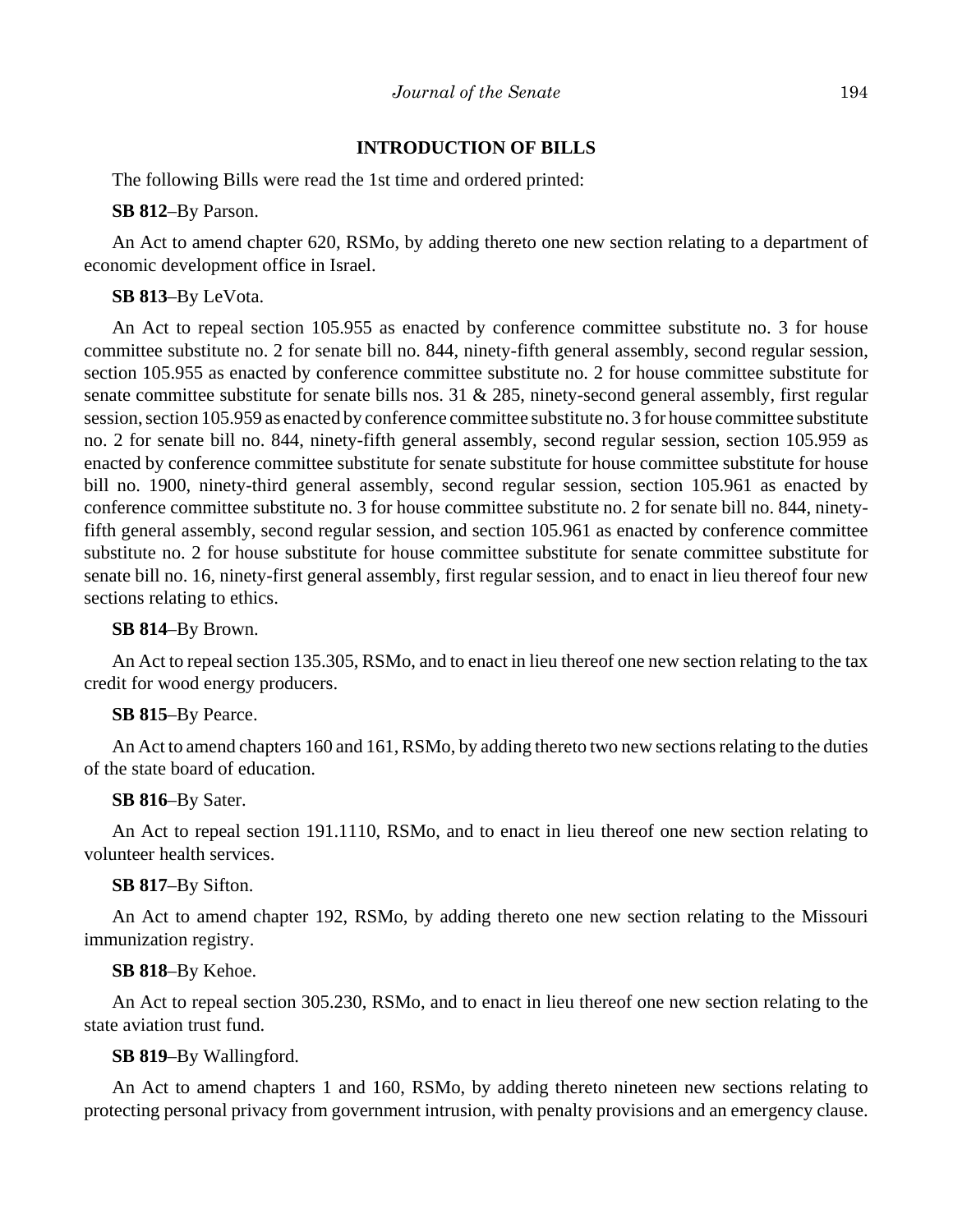## INTRODUCTION OF BILLS

The following Bills were read the 1st time and ordered printed:

**SB 812**–By Parson.

An Act to amend chapter 620, RSMo, by adding thereto one new section relating to a department of economic development office in Israel.

**SB 813**–By LeVota.

An Act to repeal section 105.955 as enacted by conference committee substitute no. 3 for house committee substitute no. 2 for senate bill no. 844, ninety-fifth general assembly, second regular session, section 105.955 as enacted by conference committee substitute no. 2 for house committee substitute for senate committee substitute for senate bills nos. 31 & 285, ninety-second general assembly, first regular session, section 105.959 as enacted by conference committee substitute no. 3 for house committee substitute no. 2 for senate bill no. 844, ninety-fifth general assembly, second regular session, section 105.959 as enacted by conference committee substitute for senate substitute for house committee substitute for house bill no. 1900, ninety-third general assembly, second regular session, section 105.961 as enacted by conference committee substitute no. 3 for house committee substitute no. 2 for senate bill no. 844, ninety-fifth general assembly, second regular session, and section 105.961 as enacted by conference committee substitute no. 2 for house substitute for house committee substitute for senate committee substitute for senate bill no. 16, ninety-first general assembly, first regular session, and to enact in lieu thereof four new sections relating to ethics.

**SB 814**–By Brown.

An Act to repeal section 135.305, RSMo, and to enact in lieu thereof one new section relating to the tax credit for wood energy producers.

**SB 815**–By Pearce.

An Act to amend chapters 160 and 161, RSMo, by adding thereto two new sections relating to the duties of the state board of education.

**SB 816**–By Sater.

An Act to repeal section 191.1110, RSMo, and to enact in lieu thereof one new section relating to volunteer health services.

**SB 817**–By Sifton.

An Act to amend chapter 192, RSMo, by adding thereto one new section relating to the Missouri immunization registry.

**SB 818**–By Kehoe.

An Act to repeal section 305.230, RSMo, and to enact in lieu thereof one new section relating to the state aviation trust fund.

**SB 819**–By Wallingford.

An Act to amend chapters 1 and 160, RSMo, by adding thereto nineteen new sections relating to protecting personal privacy from government intrusion, with penalty provisions and an emergency clause.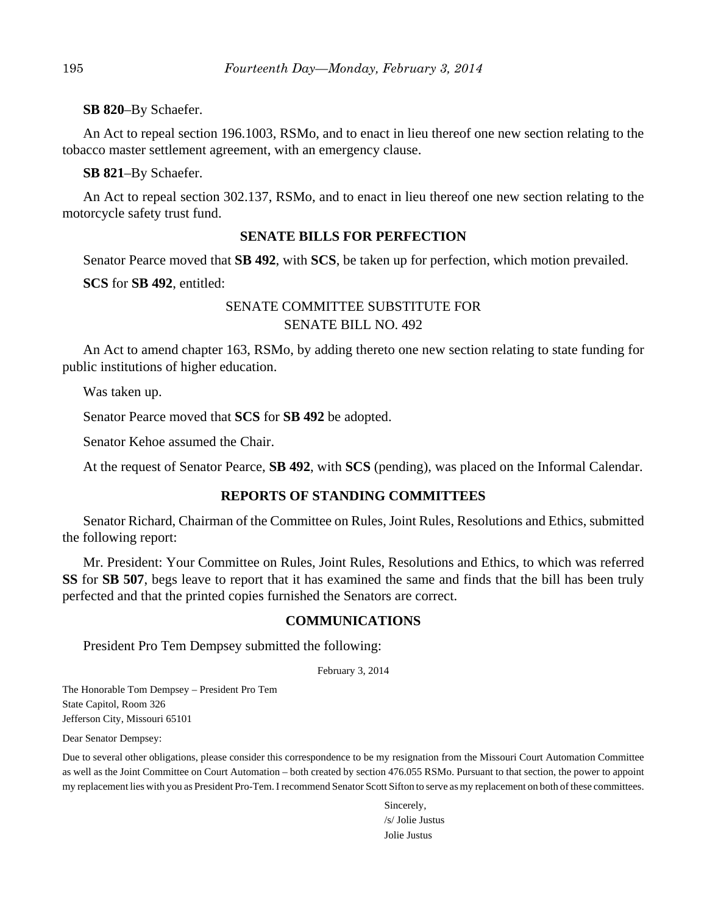**SB 820**–By Schaefer.

An Act to repeal section 196.1003, RSMo, and to enact in lieu thereof one new section relating to the tobacco master settlement agreement, with an emergency clause.

**SB 821**–By Schaefer.

An Act to repeal section 302.137, RSMo, and to enact in lieu thereof one new section relating to the motorcycle safety trust fund.

## SENATE BILLS FOR PERFECTION

Senator Pearce moved that **SB 492**, with **SCS**, be taken up for perfection, which motion prevailed.

**SCS** for **SB 492**, entitled:

SENATE COMMITTEE SUBSTITUTE FOR
SENATE BILL NO. 492

An Act to amend chapter 163, RSMo, by adding thereto one new section relating to state funding for public institutions of higher education.

Was taken up.

Senator Pearce moved that **SCS** for **SB 492** be adopted.

Senator Kehoe assumed the Chair.

At the request of Senator Pearce, **SB 492**, with **SCS** (pending), was placed on the Informal Calendar.

## REPORTS OF STANDING COMMITTEES

Senator Richard, Chairman of the Committee on Rules, Joint Rules, Resolutions and Ethics, submitted the following report:

Mr. President: Your Committee on Rules, Joint Rules, Resolutions and Ethics, to which was referred **SS** for **SB 507**, begs leave to report that it has examined the same and finds that the bill has been truly perfected and that the printed copies furnished the Senators are correct.

## COMMUNICATIONS

President Pro Tem Dempsey submitted the following:

February 3, 2014

The Honorable Tom Dempsey – President Pro Tem
State Capitol, Room 326
Jefferson City, Missouri 65101

Dear Senator Dempsey:

Due to several other obligations, please consider this correspondence to be my resignation from the Missouri Court Automation Committee as well as the Joint Committee on Court Automation – both created by section 476.055 RSMo. Pursuant to that section, the power to appoint my replacement lies with you as President Pro-Tem. I recommend Senator Scott Sifton to serve as my replacement on both of these committees.

Sincerely,
/s/ Jolie Justus
Jolie Justus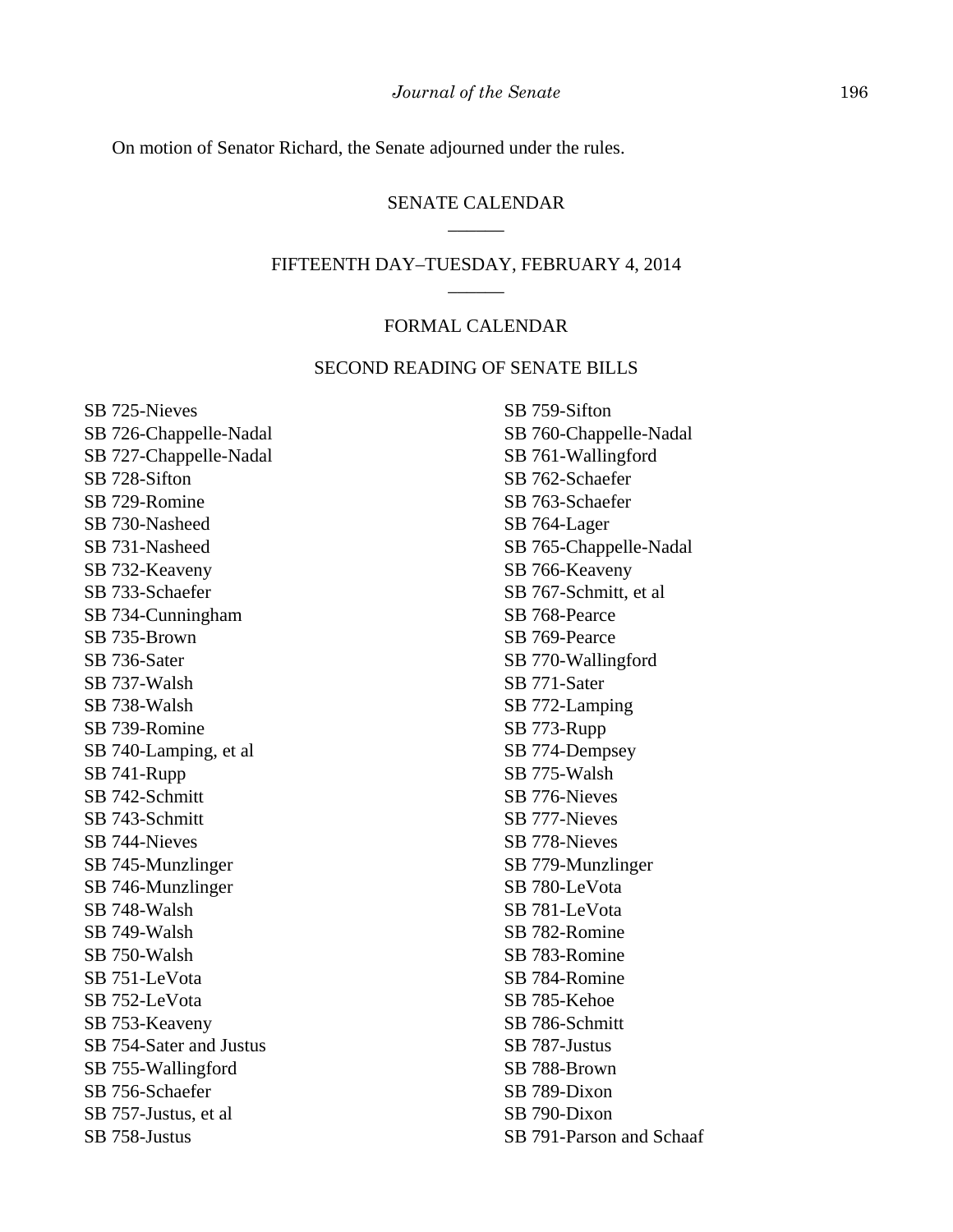On motion of Senator Richard, the Senate adjourned under the rules.

## SENATE CALENDAR

______

## FIFTEENTH DAY–TUESDAY, FEBRUARY 4, 2014

______

### FORMAL CALENDAR

### SECOND READING OF SENATE BILLS

SB 725-Nieves
SB 726-Chappelle-Nadal
SB 727-Chappelle-Nadal
SB 728-Sifton
SB 729-Romine
SB 730-Nasheed
SB 731-Nasheed
SB 732-Keaveny
SB 733-Schaefer
SB 734-Cunningham
SB 735-Brown
SB 736-Sater
SB 737-Walsh
SB 738-Walsh
SB 739-Romine
SB 740-Lamping, et al
SB 741-Rupp
SB 742-Schmitt
SB 743-Schmitt
SB 744-Nieves
SB 745-Munzlinger
SB 746-Munzlinger
SB 748-Walsh
SB 749-Walsh
SB 750-Walsh
SB 751-LeVota
SB 752-LeVota
SB 753-Keaveny
SB 754-Sater and Justus
SB 755-Wallingford
SB 756-Schaefer
SB 757-Justus, et al
SB 758-Justus
SB 759-Sifton
SB 760-Chappelle-Nadal
SB 761-Wallingford
SB 762-Schaefer
SB 763-Schaefer
SB 764-Lager
SB 765-Chappelle-Nadal
SB 766-Keaveny
SB 767-Schmitt, et al
SB 768-Pearce
SB 769-Pearce
SB 770-Wallingford
SB 771-Sater
SB 772-Lamping
SB 773-Rupp
SB 774-Dempsey
SB 775-Walsh
SB 776-Nieves
SB 777-Nieves
SB 778-Nieves
SB 779-Munzlinger
SB 780-LeVota
SB 781-LeVota
SB 782-Romine
SB 783-Romine
SB 784-Romine
SB 785-Kehoe
SB 786-Schmitt
SB 787-Justus
SB 788-Brown
SB 789-Dixon
SB 790-Dixon
SB 791-Parson and Schaaf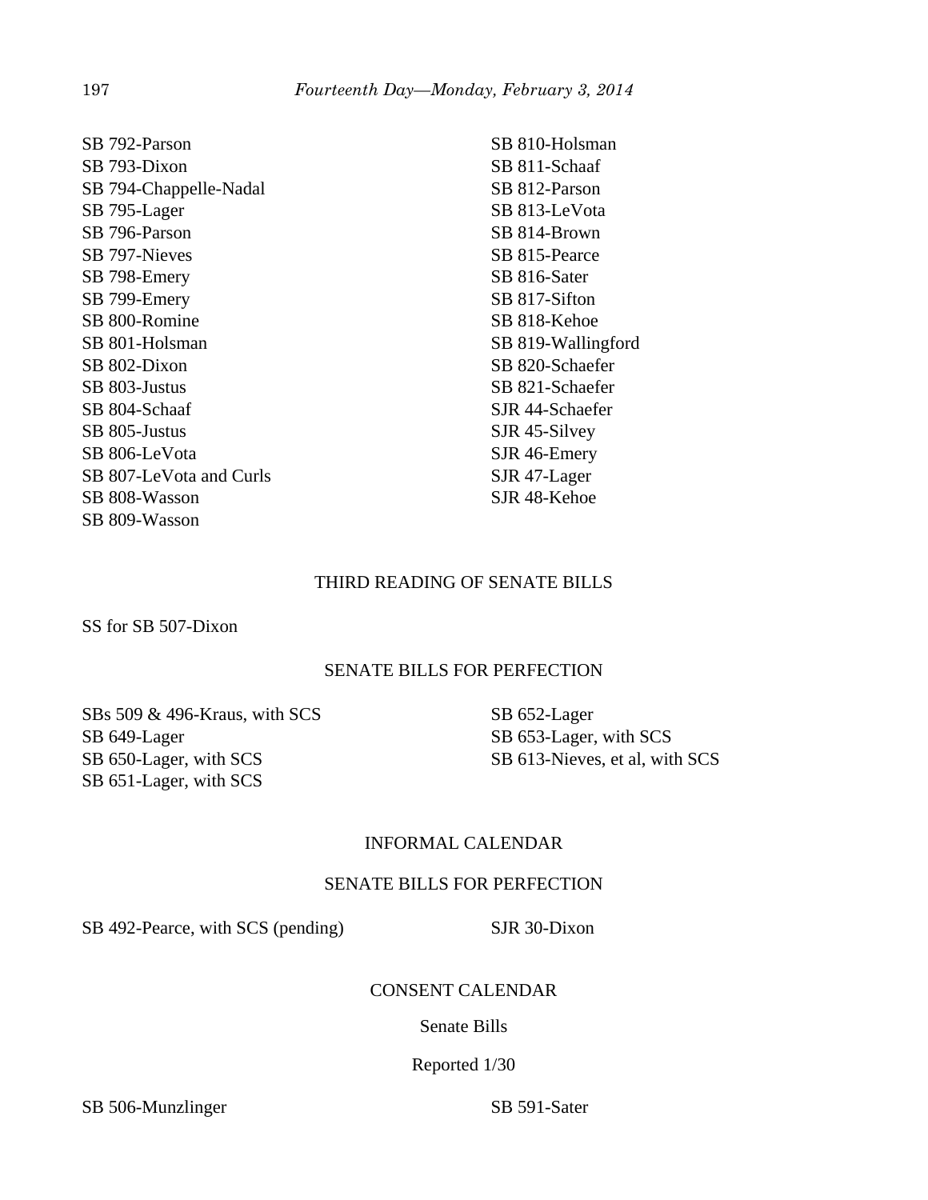SB 792-Parson
SB 793-Dixon
SB 794-Chappelle-Nadal
SB 795-Lager
SB 796-Parson
SB 797-Nieves
SB 798-Emery
SB 799-Emery
SB 800-Romine
SB 801-Holsman
SB 802-Dixon
SB 803-Justus
SB 804-Schaaf
SB 805-Justus
SB 806-LeVota
SB 807-LeVota and Curls
SB 808-Wasson
SB 809-Wasson
SB 810-Holsman
SB 811-Schaaf
SB 812-Parson
SB 813-LeVota
SB 814-Brown
SB 815-Pearce
SB 816-Sater
SB 817-Sifton
SB 818-Kehoe
SB 819-Wallingford
SB 820-Schaefer
SB 821-Schaefer
SJR 44-Schaefer
SJR 45-Silvey
SJR 46-Emery
SJR 47-Lager
SJR 48-Kehoe

## THIRD READING OF SENATE BILLS

SS for SB 507-Dixon

## SENATE BILLS FOR PERFECTION

SBs 509 & 496-Kraus, with SCS
SB 649-Lager
SB 650-Lager, with SCS
SB 651-Lager, with SCS
SB 652-Lager
SB 653-Lager, with SCS
SB 613-Nieves, et al, with SCS

## INFORMAL CALENDAR

## SENATE BILLS FOR PERFECTION

SB 492-Pearce, with SCS (pending)
SJR 30-Dixon

## CONSENT CALENDAR

### Senate Bills

Reported 1/30

SB 506-Munzlinger
SB 591-Sater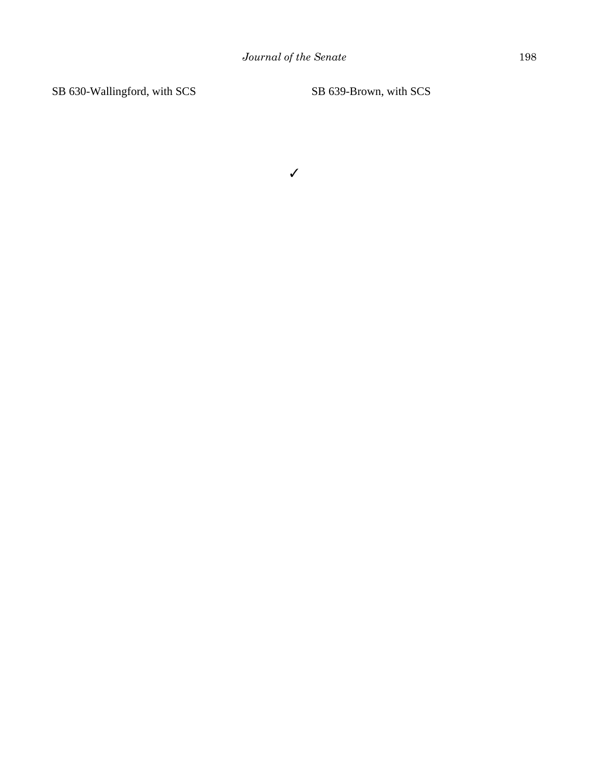SB 630-Wallingford, with SCS

SB 639-Brown, with SCS

✓